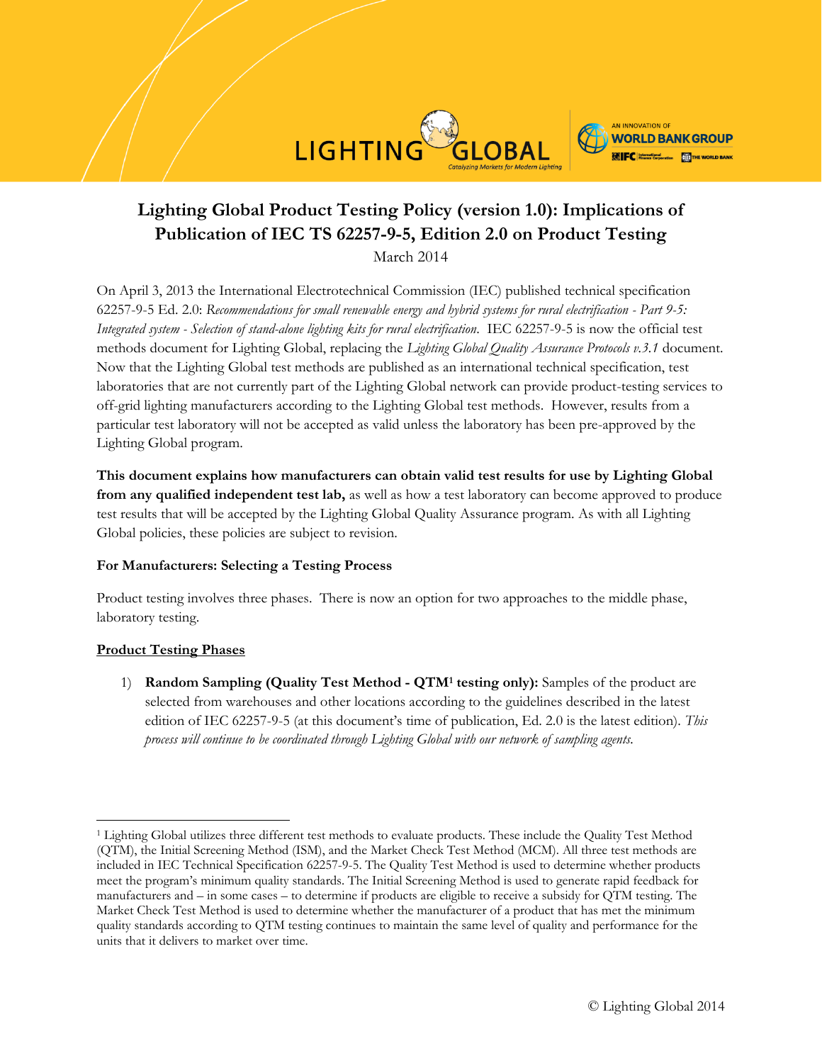# Lighting Global Product Testing Policy (version 1.0): Implications of Publication of IEC TS 62257-9-5, Edition 2.0 on Product Testing

March 2014

On April 3, 2013 the International Electrotechnical Commission (IEC) published technical specification 62257-9-5 Ed. 2.0: *Recommendations for small renewable energy and hybrid systems for rural electrification - Part 9-5: Integrated system - Selection of stand-alone lighting kits for rural electrification.* IEC 62257-9-5 is now the official test methods document for Lighting Global, replacing the *Lighting Global Quality Assurance Protocols v.3.1* document. Now that the Lighting Global test methods are published as an international technical specification, test laboratories that are not currently part of the Lighting Global network can provide product-testing services to off-grid lighting manufacturers according to the Lighting Global test methods. However, results from a particular test laboratory will not be accepted as valid unless the laboratory has been pre-approved by the Lighting Global program.

**This document explains how manufacturers can obtain valid test results for use by Lighting Global from any qualified independent test lab,** as well as how a test laboratory can become approved to produce test results that will be accepted by the Lighting Global Quality Assurance program. As with all Lighting Global policies, these policies are subject to revision.

### For Manufacturers: Selecting a Testing Process

Product testing involves three phases. There is now an option for two approaches to the middle phase, laboratory testing.

#### <u>Product Testing Phases</u>

1) **Random Sampling (Quality Test Method - QTM[1] testing only):** Samples of the product are selected from warehouses and other locations according to the guidelines described in the latest edition of IEC 62257-9-5 (at this document's time of publication, Ed. 2.0 is the latest edition). *This process will continue to be coordinated through Lighting Global with our network of sampling agents.*

---

[1] Lighting Global utilizes three different test methods to evaluate products. These include the Quality Test Method (QTM), the Initial Screening Method (ISM), and the Market Check Test Method (MCM). All three test methods are included in IEC Technical Specification 62257-9-5. The Quality Test Method is used to determine whether products meet the program's minimum quality standards. The Initial Screening Method is used to generate rapid feedback for manufacturers and – in some cases – to determine if products are eligible to receive a subsidy for QTM testing. The Market Check Test Method is used to determine whether the manufacturer of a product that has met the minimum quality standards according to QTM testing continues to maintain the same level of quality and performance for the units that it delivers to market over time.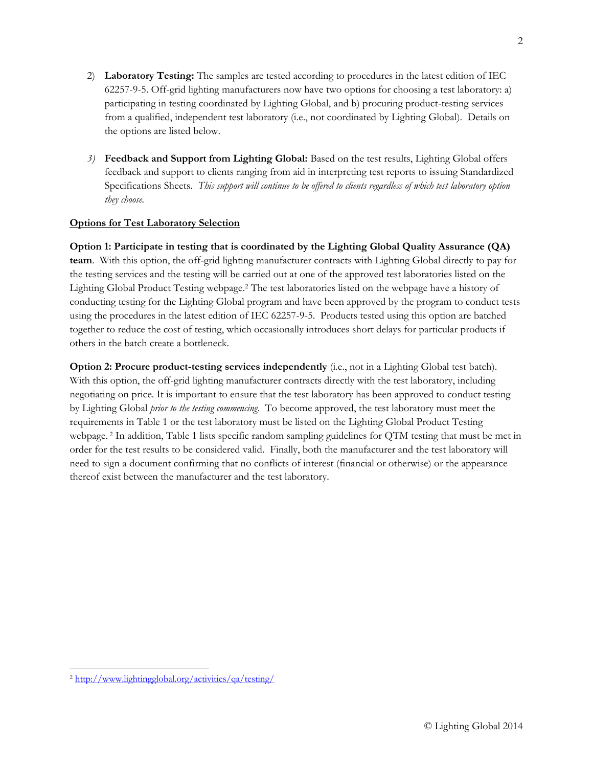2) **Laboratory Testing:** The samples are tested according to procedures in the latest edition of IEC 62257-9-5. Off-grid lighting manufacturers now have two options for choosing a test laboratory: a) participating in testing coordinated by Lighting Global, and b) procuring product-testing services from a qualified, independent test laboratory (i.e., not coordinated by Lighting Global). Details on the options are listed below.

3) **Feedback and Support from Lighting Global:** Based on the test results, Lighting Global offers feedback and support to clients ranging from aid in interpreting test reports to issuing Standardized Specifications Sheets. *This support will continue to be offered to clients regardless of which test laboratory option they choose.*

**Options for Test Laboratory Selection**

**Option 1: Participate in testing that is coordinated by the Lighting Global Quality Assurance (QA) team**. With this option, the off-grid lighting manufacturer contracts with Lighting Global directly to pay for the testing services and the testing will be carried out at one of the approved test laboratories listed on the Lighting Global Product Testing webpage.[2] The test laboratories listed on the webpage have a history of conducting testing for the Lighting Global program and have been approved by the program to conduct tests using the procedures in the latest edition of IEC 62257-9-5. Products tested using this option are batched together to reduce the cost of testing, which occasionally introduces short delays for particular products if others in the batch create a bottleneck.

**Option 2: Procure product-testing services independently** (i.e., not in a Lighting Global test batch). With this option, the off-grid lighting manufacturer contracts directly with the test laboratory, including negotiating on price. It is important to ensure that the test laboratory has been approved to conduct testing by Lighting Global *prior to the testing commencing*. To become approved, the test laboratory must meet the requirements in Table 1 or the test laboratory must be listed on the Lighting Global Product Testing webpage.[2] In addition, Table 1 lists specific random sampling guidelines for QTM testing that must be met in order for the test results to be considered valid. Finally, both the manufacturer and the test laboratory will need to sign a document confirming that no conflicts of interest (financial or otherwise) or the appearance thereof exist between the manufacturer and the test laboratory.

[2] http://www.lightingglobal.org/activities/qa/testing/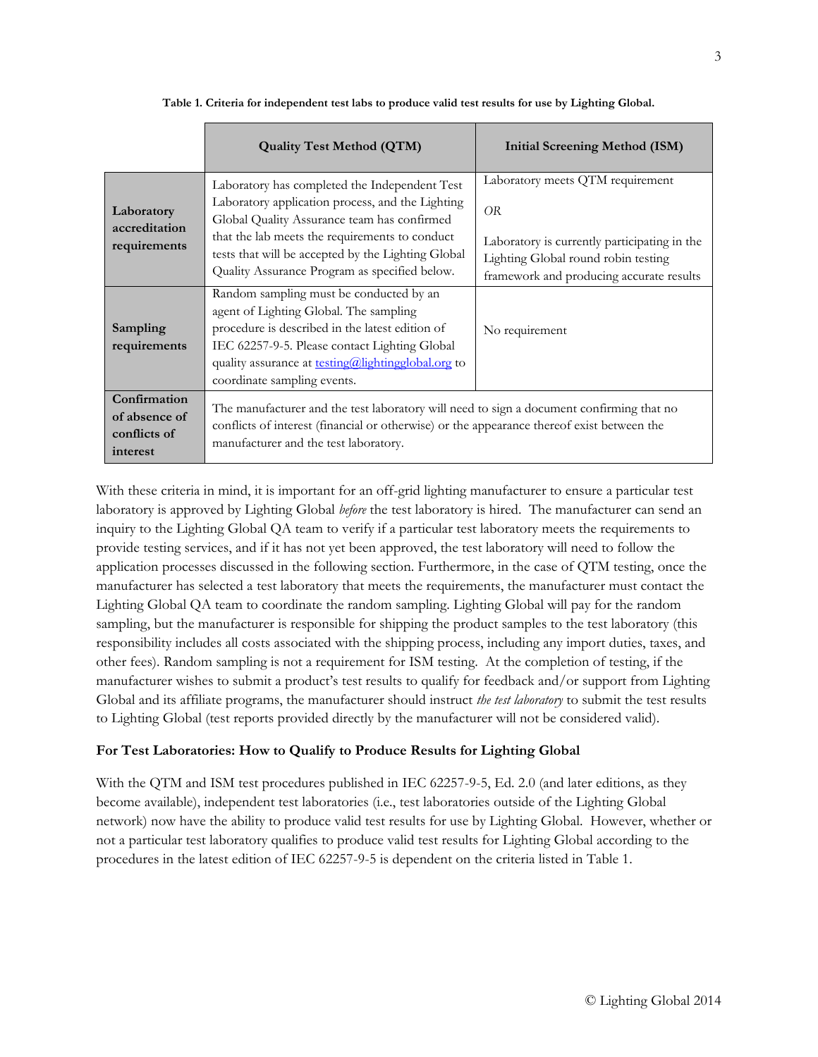**Table 1. Criteria for independent test labs to produce valid test results for use by Lighting Global.**

| | Quality Test Method (QTM) | Initial Screening Method (ISM) |
|---|---|---|
| **Laboratory accreditation requirements** | Laboratory has completed the Independent Test Laboratory application process, and the Lighting Global Quality Assurance team has confirmed that the lab meets the requirements to conduct tests that will be accepted by the Lighting Global Quality Assurance Program as specified below. | Laboratory meets QTM requirement *OR* Laboratory is currently participating in the Lighting Global round robin testing framework and producing accurate results |
| **Sampling requirements** | Random sampling must be conducted by an agent of Lighting Global. The sampling procedure is described in the latest edition of IEC 62257-9-5. Please contact Lighting Global quality assurance at testing@lightingglobal.org to coordinate sampling events. | No requirement |
| **Confirmation of absence of conflicts of interest** | The manufacturer and the test laboratory will need to sign a document confirming that no conflicts of interest (financial or otherwise) or the appearance thereof exist between the manufacturer and the test laboratory. | |

With these criteria in mind, it is important for an off-grid lighting manufacturer to ensure a particular test laboratory is approved by Lighting Global *before* the test laboratory is hired. The manufacturer can send an inquiry to the Lighting Global QA team to verify if a particular test laboratory meets the requirements to provide testing services, and if it has not yet been approved, the test laboratory will need to follow the application processes discussed in the following section. Furthermore, in the case of QTM testing, once the manufacturer has selected a test laboratory that meets the requirements, the manufacturer must contact the Lighting Global QA team to coordinate the random sampling. Lighting Global will pay for the random sampling, but the manufacturer is responsible for shipping the product samples to the test laboratory (this responsibility includes all costs associated with the shipping process, including any import duties, taxes, and other fees). Random sampling is not a requirement for ISM testing. At the completion of testing, if the manufacturer wishes to submit a product's test results to qualify for feedback and/or support from Lighting Global and its affiliate programs, the manufacturer should instruct *the test laboratory* to submit the test results to Lighting Global (test reports provided directly by the manufacturer will not be considered valid).

### For Test Laboratories: How to Qualify to Produce Results for Lighting Global

With the QTM and ISM test procedures published in IEC 62257-9-5, Ed. 2.0 (and later editions, as they become available), independent test laboratories (i.e., test laboratories outside of the Lighting Global network) now have the ability to produce valid test results for use by Lighting Global. However, whether or not a particular test laboratory qualifies to produce valid test results for Lighting Global according to the procedures in the latest edition of IEC 62257-9-5 is dependent on the criteria listed in Table 1.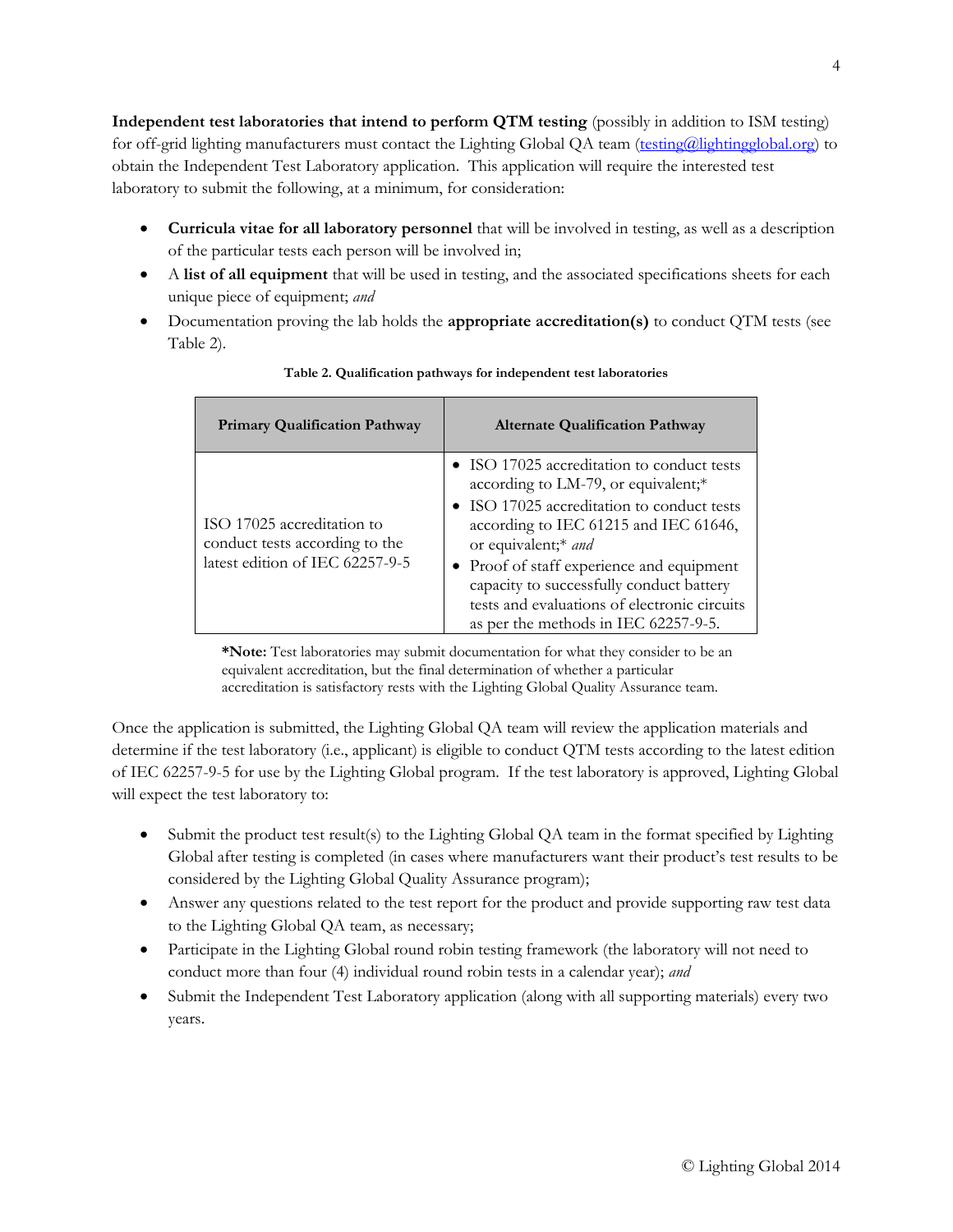**Independent test laboratories that intend to perform QTM testing** (possibly in addition to ISM testing) for off-grid lighting manufacturers must contact the Lighting Global QA team (testing@lightingglobal.org) to obtain the Independent Test Laboratory application. This application will require the interested test laboratory to submit the following, at a minimum, for consideration:

- **Curricula vitae for all laboratory personnel** that will be involved in testing, as well as a description of the particular tests each person will be involved in;
- A **list of all equipment** that will be used in testing, and the associated specifications sheets for each unique piece of equipment; *and*
- Documentation proving the lab holds the **appropriate accreditation(s)** to conduct QTM tests (see Table 2).

**Table 2. Qualification pathways for independent test laboratories**

| Primary Qualification Pathway | Alternate Qualification Pathway |
|---|---|
| ISO 17025 accreditation to conduct tests according to the latest edition of IEC 62257-9-5 | • ISO 17025 accreditation to conduct tests according to LM-79, or equivalent;* <br> • ISO 17025 accreditation to conduct tests according to IEC 61215 and IEC 61646, or equivalent;* *and* <br> • Proof of staff experience and equipment capacity to successfully conduct battery tests and evaluations of electronic circuits as per the methods in IEC 62257-9-5. |

***Note:** Test laboratories may submit documentation for what they consider to be an equivalent accreditation, but the final determination of whether a particular accreditation is satisfactory rests with the Lighting Global Quality Assurance team.

Once the application is submitted, the Lighting Global QA team will review the application materials and determine if the test laboratory (i.e., applicant) is eligible to conduct QTM tests according to the latest edition of IEC 62257-9-5 for use by the Lighting Global program. If the test laboratory is approved, Lighting Global will expect the test laboratory to:

- Submit the product test result(s) to the Lighting Global QA team in the format specified by Lighting Global after testing is completed (in cases where manufacturers want their product's test results to be considered by the Lighting Global Quality Assurance program);
- Answer any questions related to the test report for the product and provide supporting raw test data to the Lighting Global QA team, as necessary;
- Participate in the Lighting Global round robin testing framework (the laboratory will not need to conduct more than four (4) individual round robin tests in a calendar year); *and*
- Submit the Independent Test Laboratory application (along with all supporting materials) every two years.

© Lighting Global 2014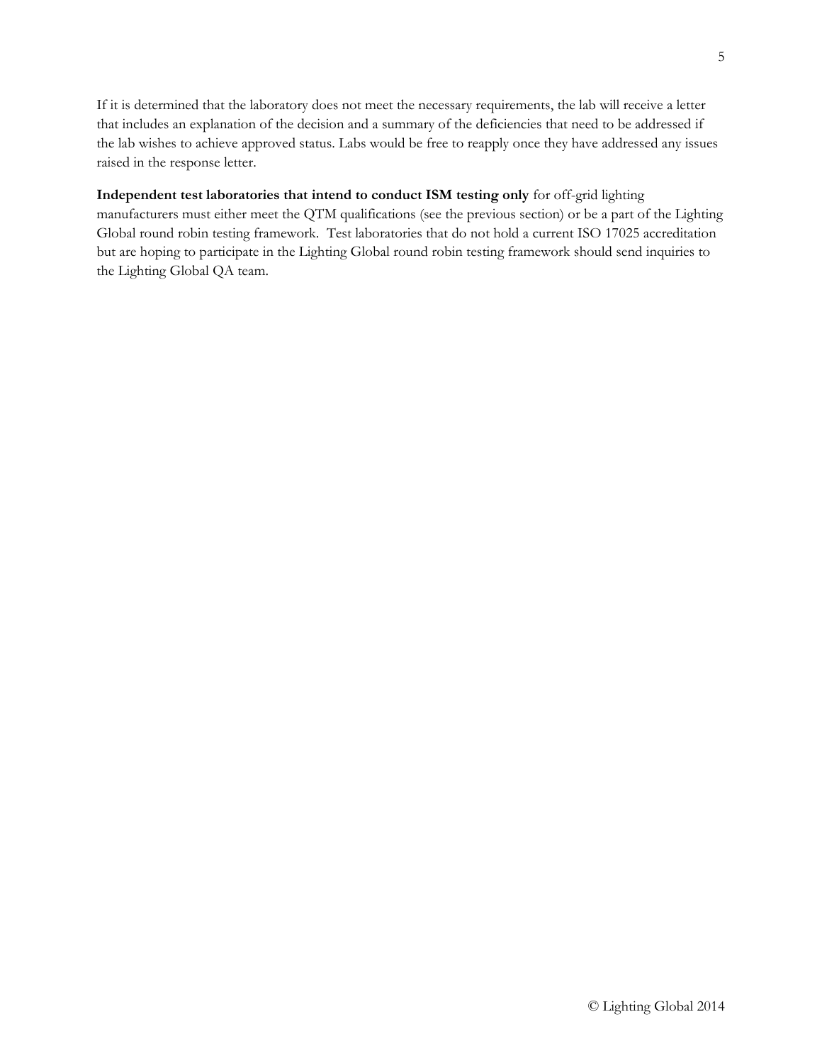If it is determined that the laboratory does not meet the necessary requirements, the lab will receive a letter that includes an explanation of the decision and a summary of the deficiencies that need to be addressed if the lab wishes to achieve approved status. Labs would be free to reapply once they have addressed any issues raised in the response letter.

**Independent test laboratories that intend to conduct ISM testing only** for off-grid lighting manufacturers must either meet the QTM qualifications (see the previous section) or be a part of the Lighting Global round robin testing framework. Test laboratories that do not hold a current ISO 17025 accreditation but are hoping to participate in the Lighting Global round robin testing framework should send inquiries to the Lighting Global QA team.